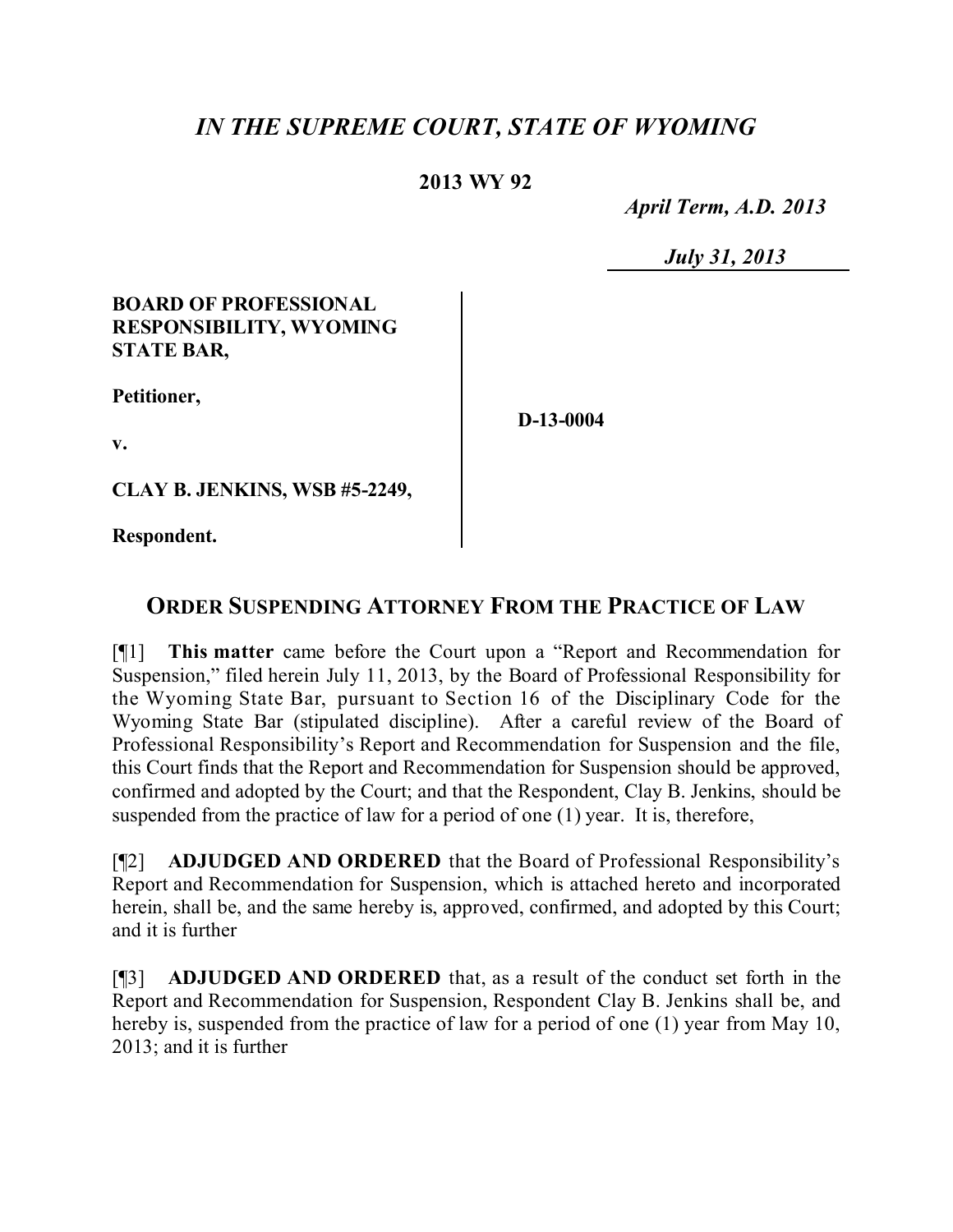# *IN THE SUPREME COURT, STATE OF WYOMING*

**2013 WY 92**

*April Term, A.D. 2013*

*July 31, 2013*

**BOARD OF PROFESSIONAL RESPONSIBILITY, WYOMING STATE BAR,**

**Petitioner,**

**v.**

**CLAY B. JENKINS, WSB #5-2249,**

**Respondent.**

**D-13-0004**

## ORDER SUSPENDING ATTORNEY FROM THE PRACTICE OF LAW

[¶1] **This matter** came before the Court upon a "Report and Recommendation for Suspension," filed herein July 11, 2013, by the Board of Professional Responsibility for the Wyoming State Bar, pursuant to Section 16 of the Disciplinary Code for the Wyoming State Bar (stipulated discipline). After a careful review of the Board of Professional Responsibility's Report and Recommendation for Suspension and the file, this Court finds that the Report and Recommendation for Suspension should be approved, confirmed and adopted by the Court; and that the Respondent, Clay B. Jenkins, should be suspended from the practice of law for a period of one (1) year. It is, therefore,

[¶2] **ADJUDGED AND ORDERED** that the Board of Professional Responsibility's Report and Recommendation for Suspension, which is attached hereto and incorporated herein, shall be, and the same hereby is, approved, confirmed, and adopted by this Court; and it is further

[¶3] **ADJUDGED AND ORDERED** that, as a result of the conduct set forth in the Report and Recommendation for Suspension, Respondent Clay B. Jenkins shall be, and hereby is, suspended from the practice of law for a period of one (1) year from May 10, 2013; and it is further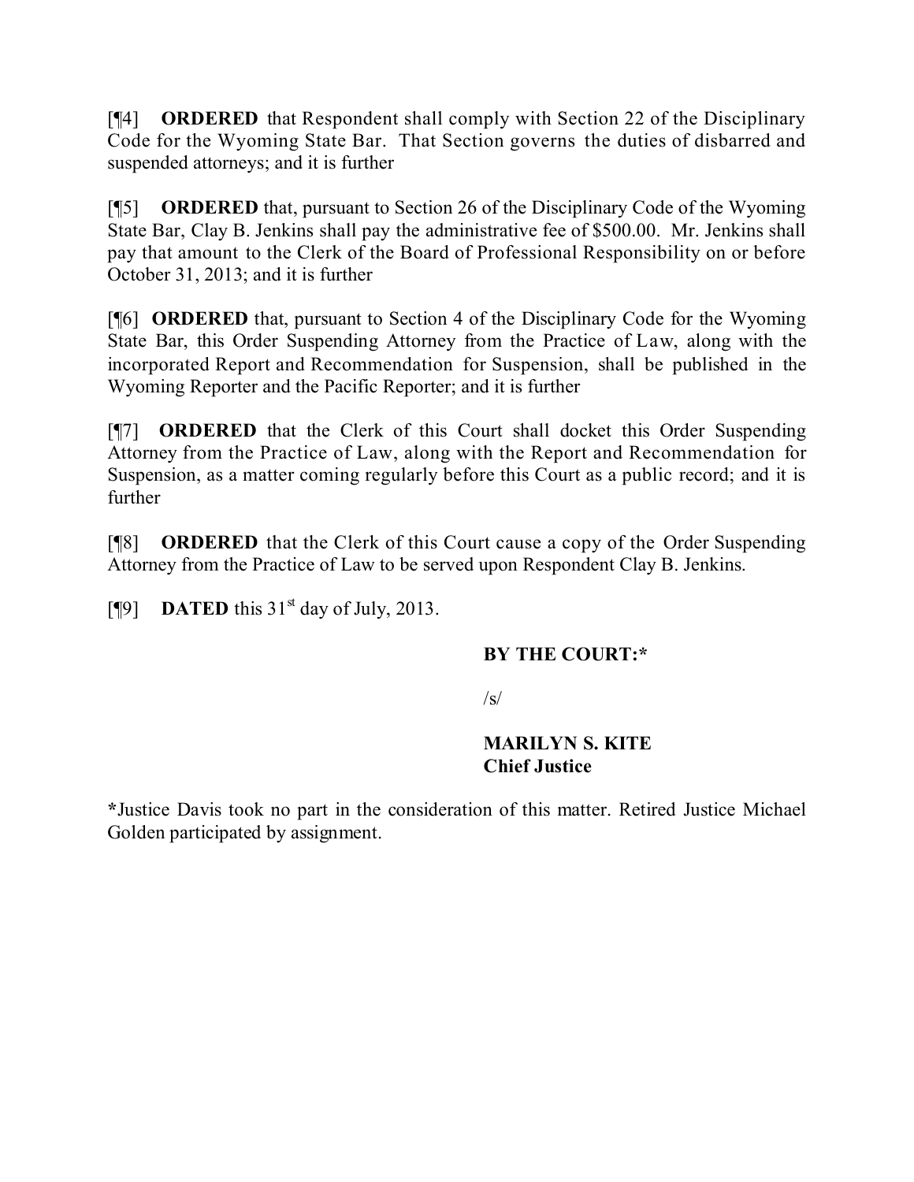[¶4] **ORDERED** that Respondent shall comply with Section 22 of the Disciplinary Code for the Wyoming State Bar. That Section governs the duties of disbarred and suspended attorneys; and it is further

[¶5] **ORDERED** that, pursuant to Section 26 of the Disciplinary Code of the Wyoming State Bar, Clay B. Jenkins shall pay the administrative fee of $500.00. Mr. Jenkins shall pay that amount to the Clerk of the Board of Professional Responsibility on or before October 31, 2013; and it is further

[¶6] **ORDERED** that, pursuant to Section 4 of the Disciplinary Code for the Wyoming State Bar, this Order Suspending Attorney from the Practice of Law, along with the incorporated Report and Recommendation for Suspension, shall be published in the Wyoming Reporter and the Pacific Reporter; and it is further

[¶7] **ORDERED** that the Clerk of this Court shall docket this Order Suspending Attorney from the Practice of Law, along with the Report and Recommendation for Suspension, as a matter coming regularly before this Court as a public record; and it is further

[¶8] **ORDERED** that the Clerk of this Court cause a copy of the Order Suspending Attorney from the Practice of Law to be served upon Respondent Clay B. Jenkins.

[¶9] **DATED** this 31st day of July, 2013.

**BY THE COURT:***

/s/

**MARILYN S. KITE**
**Chief Justice**

***Justice Davis took no part in the consideration of this matter. Retired Justice Michael Golden participated by assignment.